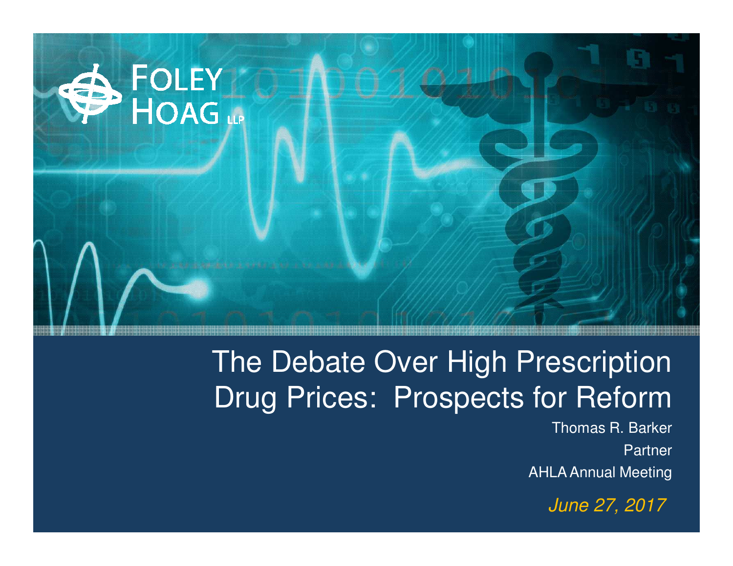FOLEY HOAG LLP

# The Debate Over High Prescription Drug Prices: Prospects for Reform

Thomas R. Barker

Partner

AHLA Annual Meeting

*June 27, 2017*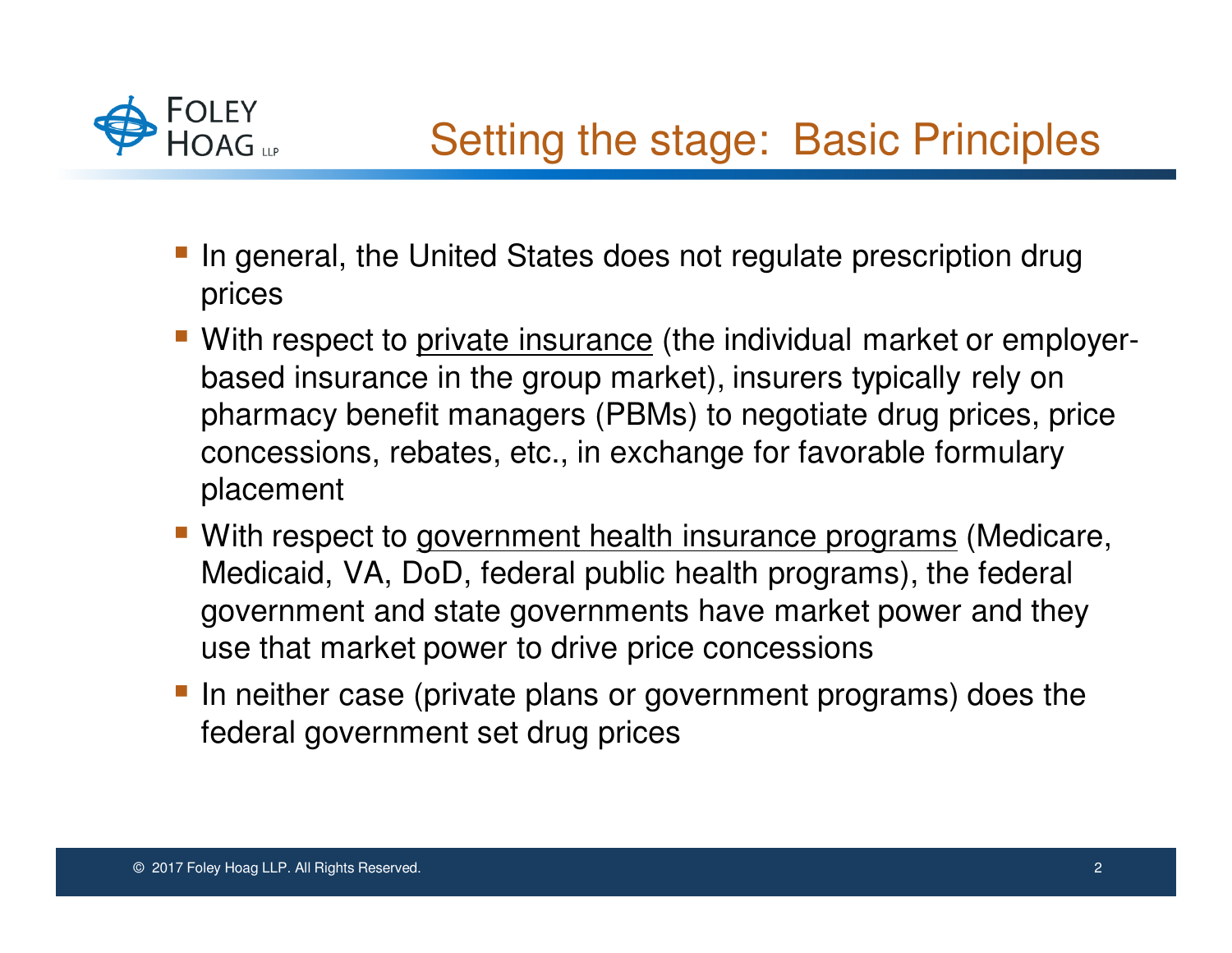# Setting the stage: Basic Principles

- In general, the United States does not regulate prescription drug prices
- With respect to <u>private insurance</u> (the individual market or employer-based insurance in the group market), insurers typically rely on pharmacy benefit managers (PBMs) to negotiate drug prices, price concessions, rebates, etc., in exchange for favorable formulary placement
- With respect to <u>government health insurance programs</u> (Medicare, Medicaid, VA, DoD, federal public health programs), the federal government and state governments have market power and they use that market power to drive price concessions
- In neither case (private plans or government programs) does the federal government set drug prices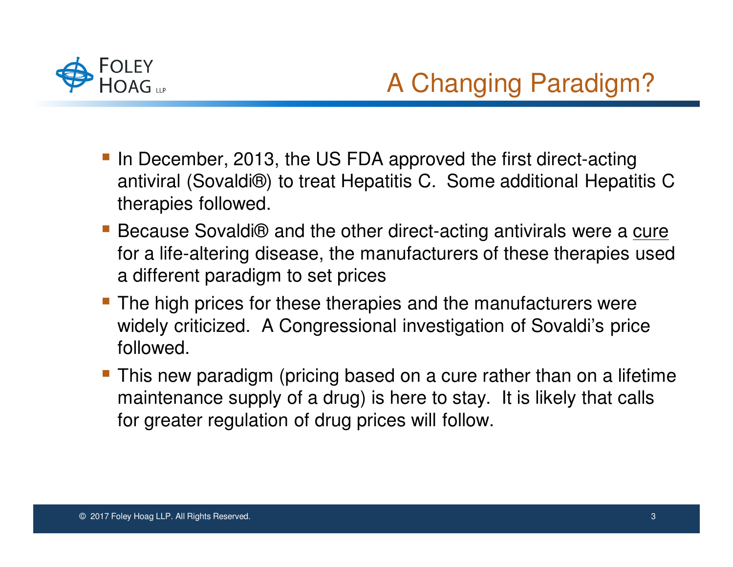# A Changing Paradigm?

- In December, 2013, the US FDA approved the first direct-acting antiviral (Sovaldi®) to treat Hepatitis C. Some additional Hepatitis C therapies followed.
- Because Sovaldi® and the other direct-acting antivirals were a <u>cure</u> for a life-altering disease, the manufacturers of these therapies used a different paradigm to set prices
- The high prices for these therapies and the manufacturers were widely criticized. A Congressional investigation of Sovaldi's price followed.
- This new paradigm (pricing based on a cure rather than on a lifetime maintenance supply of a drug) is here to stay. It is likely that calls for greater regulation of drug prices will follow.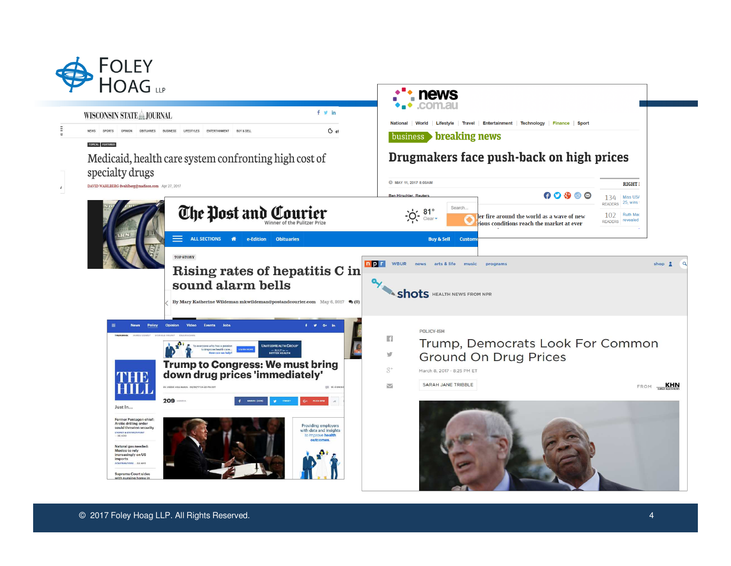# Medicaid, health care system confronting high cost of specialty drugs

DAVID WAHLBERG dwahlberg@madison.com Apr 27, 2017

# Drugmakers face push-back on high prices

MAY 11, 2017 8:00AM

Ben Hirschler, Reuters

# Rising rates of hepatitis C in sound alarm bells

By Mary Katherine Wildeman mkwildeman@postandcourier.com May 6, 2017

# Trump to Congress: We must bring down drug prices 'immediately'

# Trump, Democrats Look For Common Ground On Drug Prices

March 8, 2017 · 8:25 PM ET

SARAH JANE TRIBBLE

© 2017 Foley Hoag LLP. All Rights Reserved.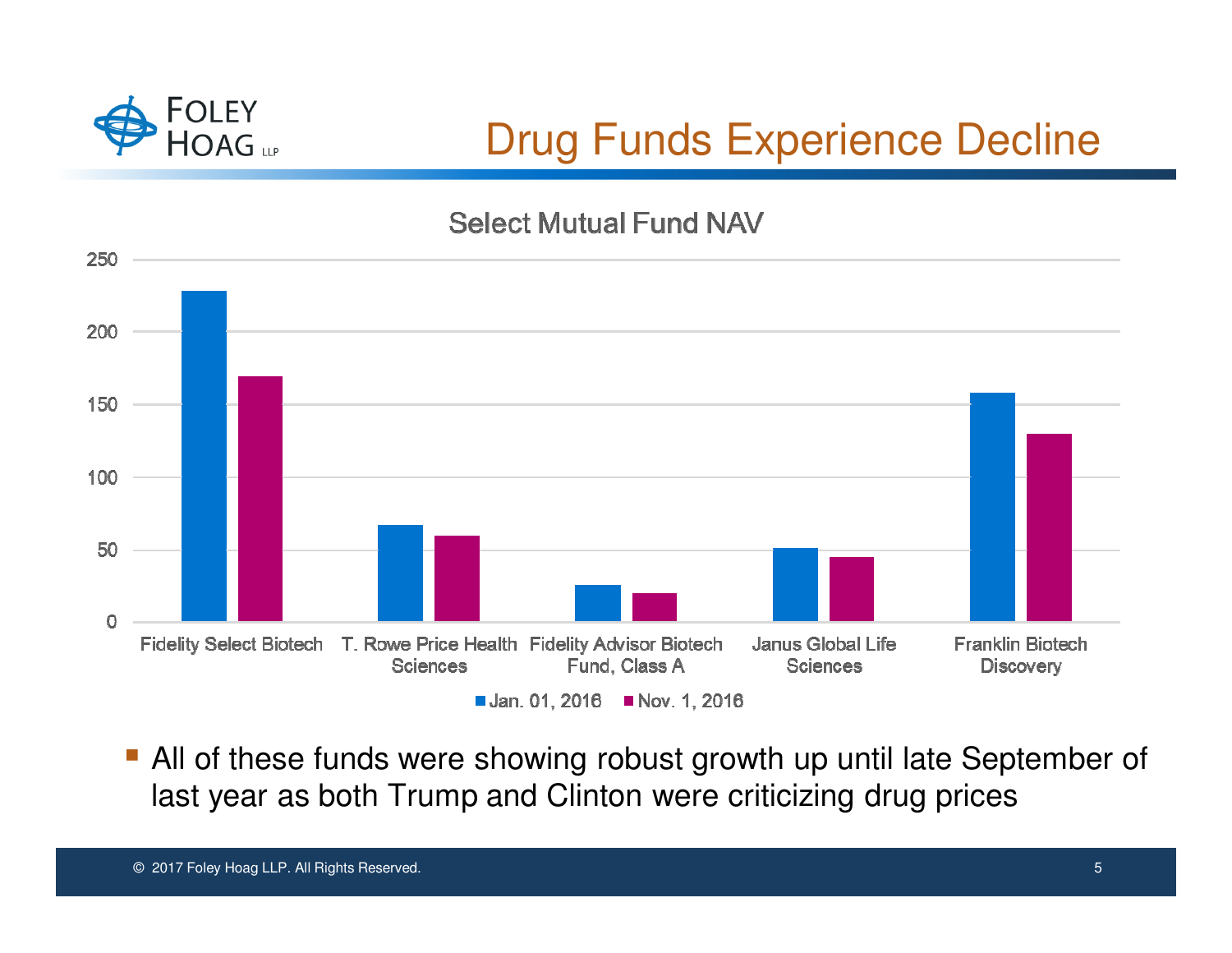# Drug Funds Experience Decline

Select Mutual Fund NAV

| Fund | Jan. 01, 2016 | Nov. 1, 2016 |
| --- | --- | --- |
| Fidelity Select Biotech | ~228 | ~169 |
| T. Rowe Price Health Sciences | ~67 | ~59 |
| Fidelity Advisor Biotech Fund, Class A | ~25 | ~20 |
| Janus Global Life Sciences | ~51 | ~45 |
| Franklin Biotech Discovery | ~158 | ~130 |

- All of these funds were showing robust growth up until late September of last year as both Trump and Clinton were criticizing drug prices

© 2017 Foley Hoag LLP. All Rights Reserved.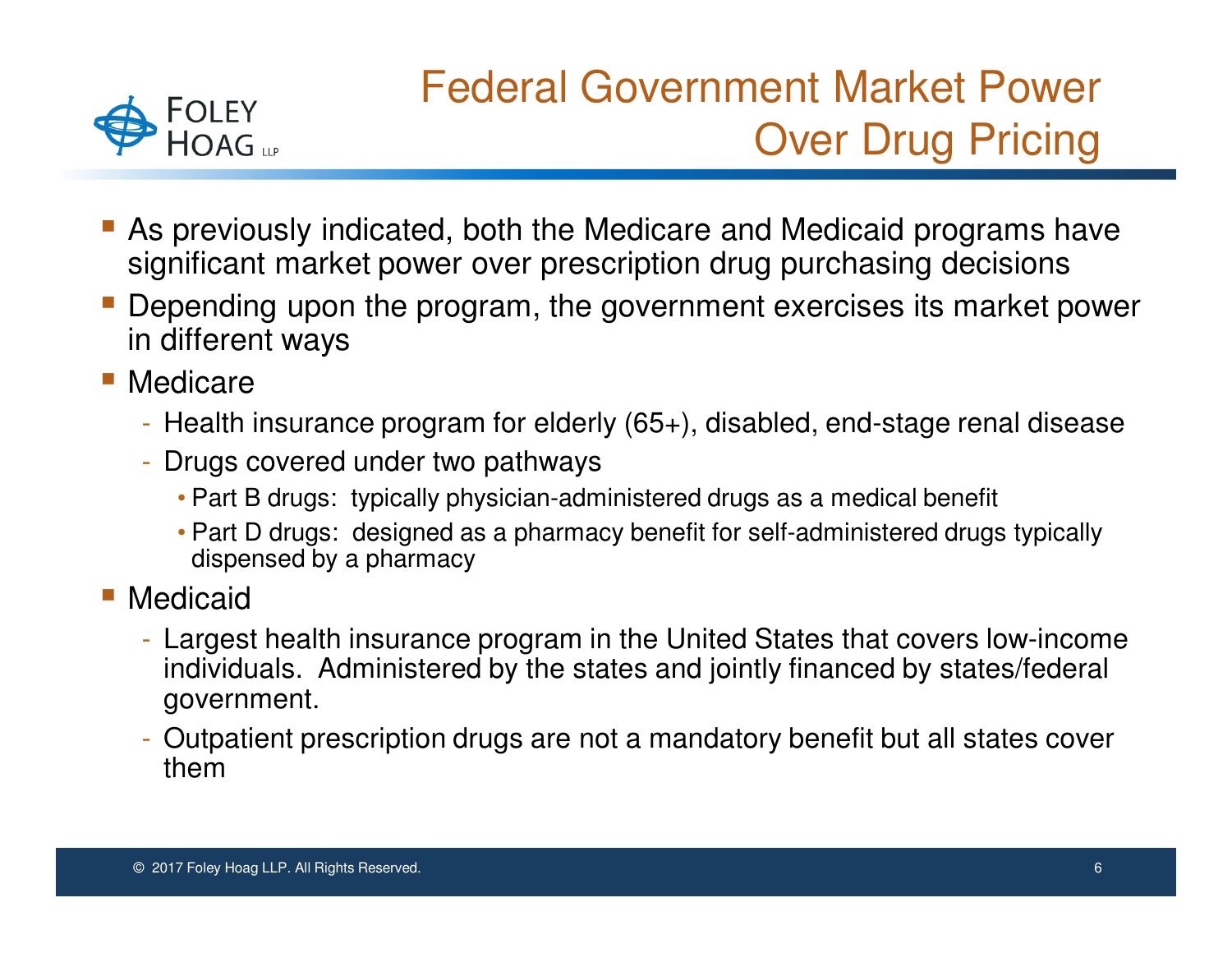# Federal Government Market Power Over Drug Pricing

- As previously indicated, both the Medicare and Medicaid programs have significant market power over prescription drug purchasing decisions
- Depending upon the program, the government exercises its market power in different ways
- Medicare
  - Health insurance program for elderly (65+), disabled, end-stage renal disease
  - Drugs covered under two pathways
    - Part B drugs: typically physician-administered drugs as a medical benefit
    - Part D drugs: designed as a pharmacy benefit for self-administered drugs typically dispensed by a pharmacy
- Medicaid
  - Largest health insurance program in the United States that covers low-income individuals. Administered by the states and jointly financed by states/federal government.
  - Outpatient prescription drugs are not a mandatory benefit but all states cover them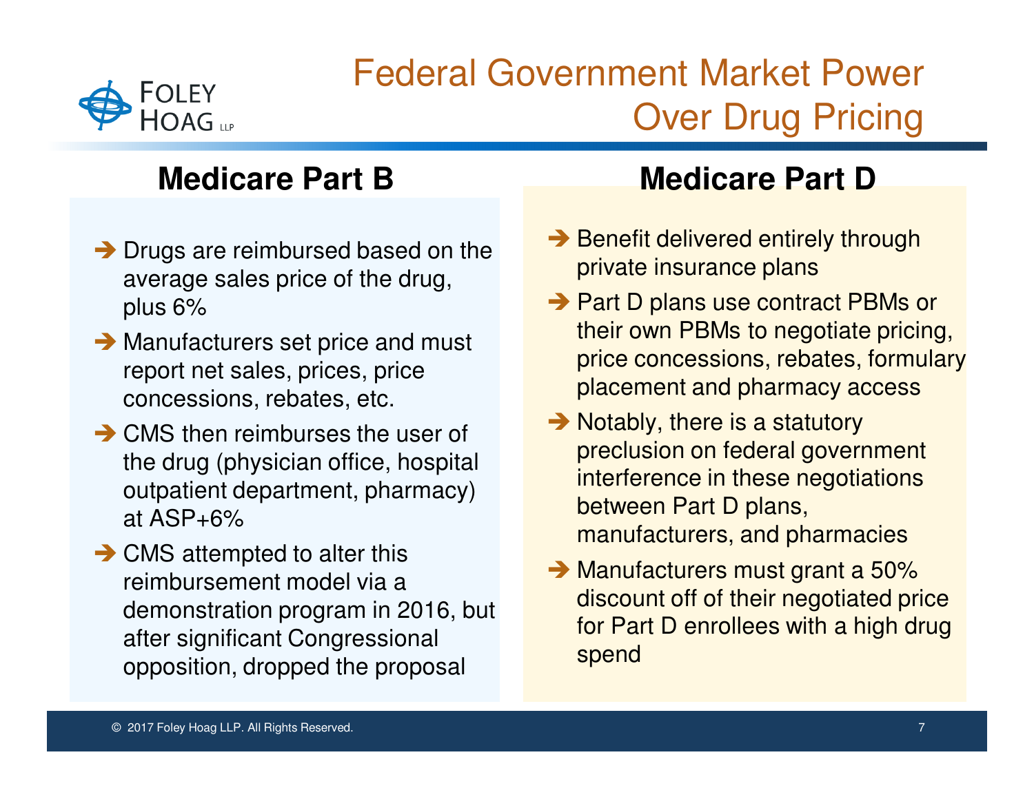# Federal Government Market Power Over Drug Pricing

## Medicare Part B

- Drugs are reimbursed based on the average sales price of the drug, plus 6%
- Manufacturers set price and must report net sales, prices, price concessions, rebates, etc.
- CMS then reimburses the user of the drug (physician office, hospital outpatient department, pharmacy) at ASP+6%
- CMS attempted to alter this reimbursement model via a demonstration program in 2016, but after significant Congressional opposition, dropped the proposal

## Medicare Part D

- Benefit delivered entirely through private insurance plans
- Part D plans use contract PBMs or their own PBMs to negotiate pricing, price concessions, rebates, formulary placement and pharmacy access
- Notably, there is a statutory preclusion on federal government interference in these negotiations between Part D plans, manufacturers, and pharmacies
- Manufacturers must grant a 50% discount off of their negotiated price for Part D enrollees with a high drug spend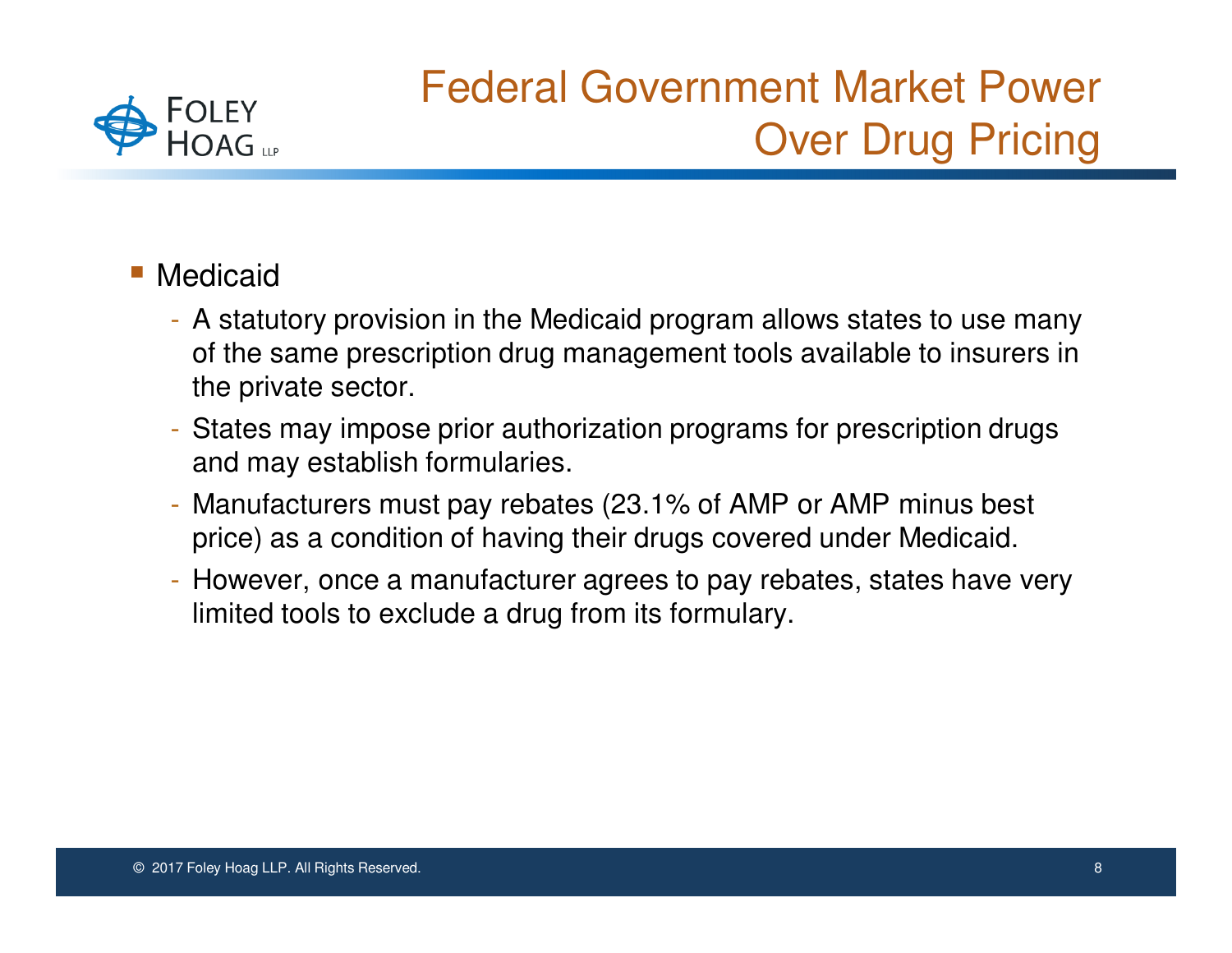# Federal Government Market Power Over Drug Pricing

- Medicaid
  - A statutory provision in the Medicaid program allows states to use many of the same prescription drug management tools available to insurers in the private sector.
  - States may impose prior authorization programs for prescription drugs and may establish formularies.
  - Manufacturers must pay rebates (23.1% of AMP or AMP minus best price) as a condition of having their drugs covered under Medicaid.
  - However, once a manufacturer agrees to pay rebates, states have very limited tools to exclude a drug from its formulary.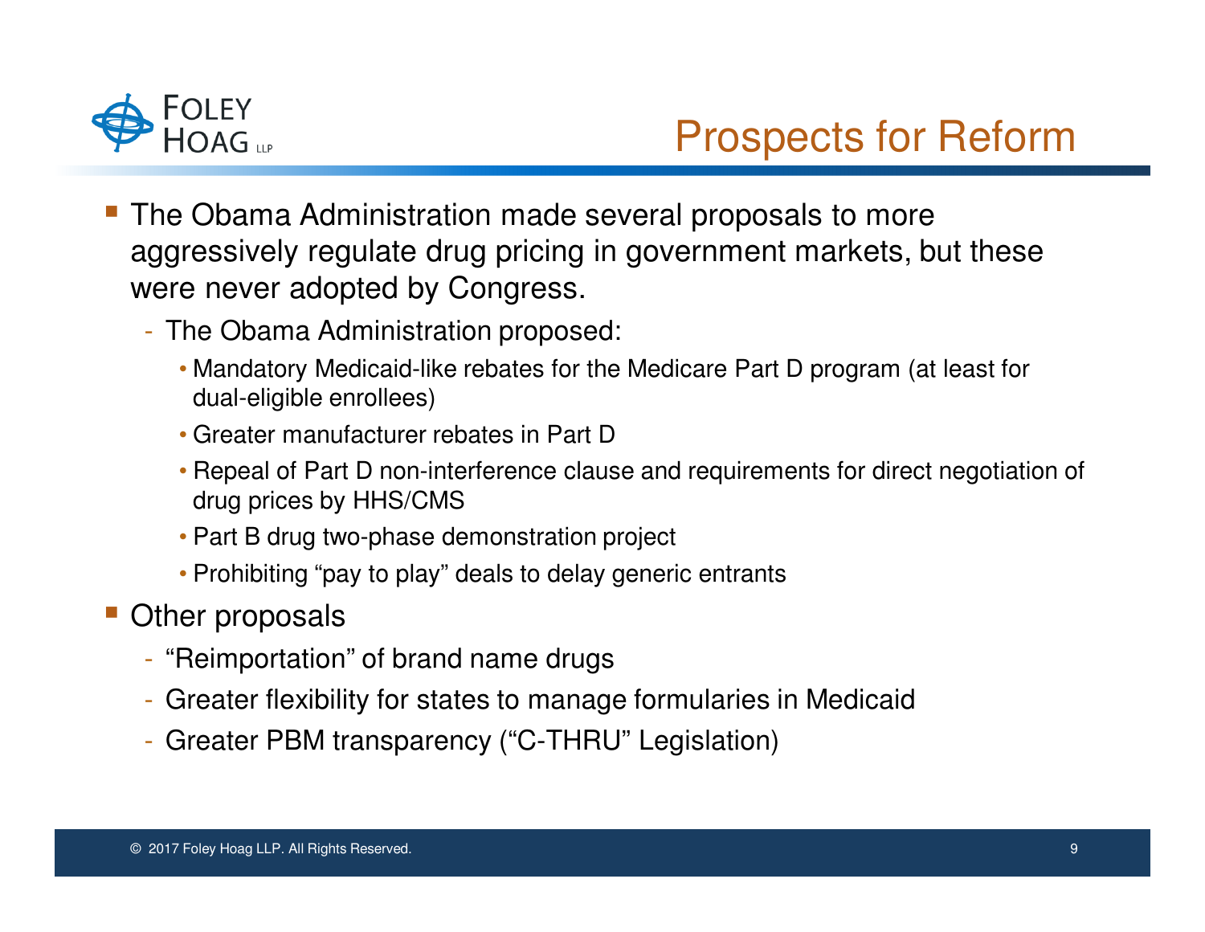# Prospects for Reform

- The Obama Administration made several proposals to more aggressively regulate drug pricing in government markets, but these were never adopted by Congress.
  - The Obama Administration proposed:
    - Mandatory Medicaid-like rebates for the Medicare Part D program (at least for dual-eligible enrollees)
    - Greater manufacturer rebates in Part D
    - Repeal of Part D non-interference clause and requirements for direct negotiation of drug prices by HHS/CMS
    - Part B drug two-phase demonstration project
    - Prohibiting "pay to play" deals to delay generic entrants
- Other proposals
  - "Reimportation" of brand name drugs
  - Greater flexibility for states to manage formularies in Medicaid
  - Greater PBM transparency ("C-THRU" Legislation)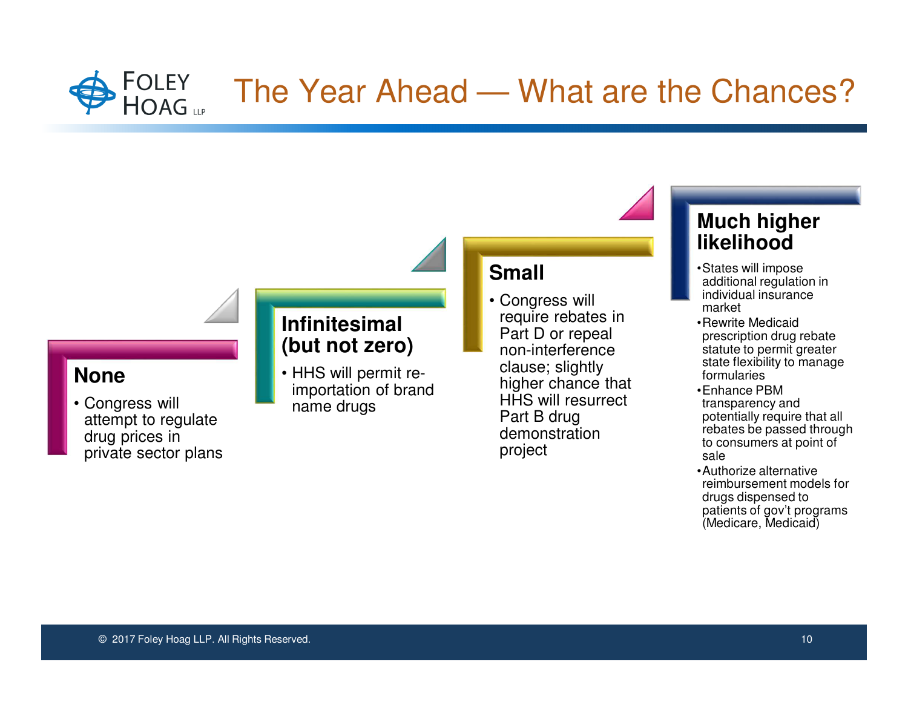# The Year Ahead — What are the Chances?

## None

- Congress will attempt to regulate drug prices in private sector plans

## Infinitesimal (but not zero)

- HHS will permit re-importation of brand name drugs

## Small

- Congress will require rebates in Part D or repeal non-interference clause; slightly higher chance that HHS will resurrect Part B drug demonstration project

## Much higher likelihood

- States will impose additional regulation in individual insurance market
- Rewrite Medicaid prescription drug rebate statute to permit greater state flexibility to manage formularies
- Enhance PBM transparency and potentially require that all rebates be passed through to consumers at point of sale
- Authorize alternative reimbursement models for drugs dispensed to patients of gov't programs (Medicare, Medicaid)